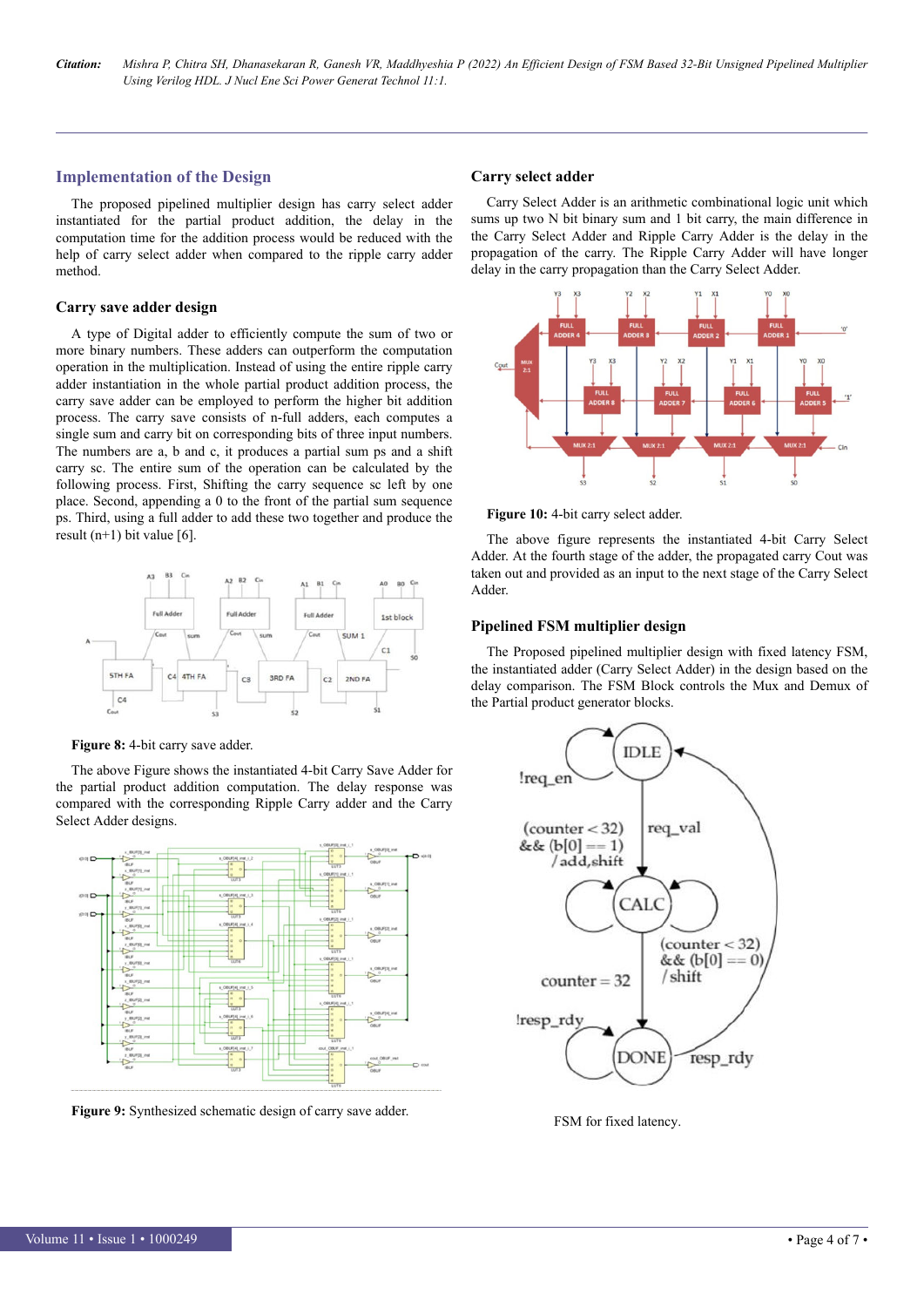## Implementation of the Design

The proposed pipelined multiplier design has carry select adder instantiated for the partial product addition, the delay in the computation time for the addition process would be reduced with the help of carry select adder when compared to the ripple carry adder method.

### Carry save adder design

A type of Digital adder to efficiently compute the sum of two or more binary numbers. These adders can outperform the computation operation in the multiplication. Instead of using the entire ripple carry adder instantiation in the whole partial product addition process, the carry save adder can be employed to perform the higher bit addition process. The carry save consists of n-full adders, each computes a single sum and carry bit on corresponding bits of three input numbers. The numbers are a, b and c, it produces a partial sum ps and a shift carry sc. Then the entire sum of the operation can be calculated by the following process. First, Shifting the carry sequence sc left by one place. Second, appending a 0 to the front of the partial sum sequence ps. Third, using a full adder to add these two together and produce the result (n+1) bit value [6].

**Figure 8:** 4-bit carry save adder.

The above Figure shows the instantiated 4-bit Carry Save Adder for the partial product addition computation. The delay response was compared with the corresponding Ripple Carry adder and the Carry Select Adder designs.

**Figure 9:** Synthesized schematic design of carry save adder.

### Carry select adder

Carry Select Adder is an arithmetic combinational logic unit which sums up two N bit binary sum and 1 bit carry, the main difference in the Carry Select Adder and Ripple Carry Adder is the delay in the propagation of the carry. The Ripple Carry Adder will have longer delay in the carry propagation than the Carry Select Adder.

**Figure 10:** 4-bit carry select adder.

The above figure represents the instantiated 4-bit Carry Select Adder. At the fourth stage of the adder, the propagated carry Cout was taken out and provided as an input to the next stage of the Carry Select Adder.

### Pipelined FSM multiplier design

The Proposed pipelined multiplier design with fixed latency FSM, the instantiated adder (Carry Select Adder) in the design based on the delay comparison. The FSM Block controls the Mux and Demux of the Partial product generator blocks.

FSM for fixed latency.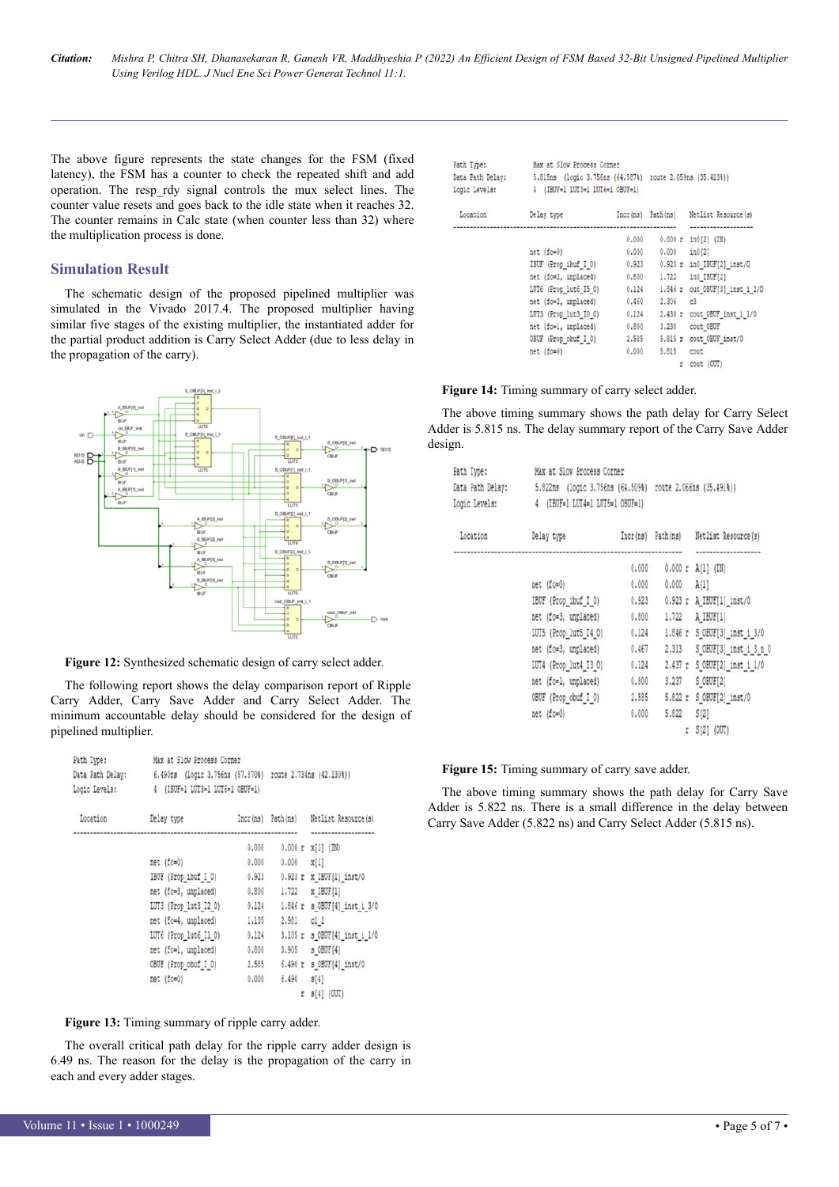The above figure represents the state changes for the FSM (fixed latency), the FSM has a counter to check the repeated shift and add operation. The resp_rdy signal controls the mux select lines. The counter value resets and goes back to the idle state when it reaches 32. The counter remains in Calc state (when counter less than 32) where the multiplication process is done.

## Simulation Result

The schematic design of the proposed pipelined multiplier was simulated in the Vivado 2017.4. The proposed multiplier having similar five stages of the existing multiplier, the instantiated adder for the partial product addition is Carry Select Adder (due to less delay in the propagation of the carry).

**Figure 12:** Synthesized schematic design of carry select adder.

The following report shows the delay comparison report of Ripple Carry Adder, Carry Save Adder and Carry Select Adder. The minimum accountable delay should be considered for the design of pipelined multiplier.

```
Path Type:          Max at Slow Process Corner
Data Path Delay:    6.490ns  (logic 3.756ns (57.870%)  route 2.734ns (42.130%))
Logic Levels:       4  (IBUF=1 LUT3=1 LUT6=1 OBUF=1)

Location   Delay type                 Incr(ns)  Path(ns)    Netlist Resource(s)
-------------------------------------------------------------  -------------------
                                         0.000    0.000 r  x[1] (IN)
           net (fo=0)                    0.000    0.000    x[1]
           IBUF (Prop_ibuf_I_O)          0.923    0.923 r  x_IBUF[1]_inst/O
           net (fo=3, unplaced)          0.800    1.722    x_IBUF[1]
           LUT3 (Prop_lut3_I2_O)         0.124    1.846 r  s_OBUF[4]_inst_i_3/O
           net (fo=4, unplaced)          1.135    2.981    c1_1
           LUT6 (Prop_lut6_I1_O)         0.124    3.105 r  s_OBUF[4]_inst_i_1/O
           net (fo=1, unplaced)          0.800    3.905    s_OBUF[4]
           OBUF (Prop_obuf_I_O)          2.585    6.490 r  s_OBUF[4]_inst/O
           net (fo=0)                    0.000    6.490    s[4]
                                                          r  s[4] (OUT)
```

**Figure 13:** Timing summary of ripple carry adder.

The overall critical path delay for the ripple carry adder design is 6.49 ns. The reason for the delay is the propagation of the carry in each and every adder stages.

```
Path Type:          Max at Slow Process Corner
Data Path Delay:    5.815ns  (logic 3.756ns (64.587%)  route 2.059ns (35.413%))
Logic Levels:       4  (IBUF=1 LUT3=1 LUT6=1 OBUF=1)

Location   Delay type                 Incr(ns)  Path(ns)    Netlist Resource(s)
-------------------------------------------------------------  -------------------
                                         0.000    0.000 r  in0[2] (IN)
           net (fo=0)                    0.000    0.000    in0[2]
           IBUF (Prop_ibuf_I_O)          0.923    0.923 r  in0_IBUF[2]_inst/O
           net (fo=2, unplaced)          0.800    1.722    in0_IBUF[2]
           LUT6 (Prop_lut6_I5_O)         0.124    1.846 r  out_OBUF[3]_inst_i_2/O
           net (fo=2, unplaced)          0.460    2.306    c3
           LUT3 (Prop_lut3_I0_O)         0.124    2.430 r  cout_OBUF_inst_i_1/O
           net (fo=1, unplaced)          0.800    3.230    cout_OBUF
           OBUF (Prop_obuf_I_O)          2.585    5.815 r  cout_OBUF_inst/O
           net (fo=0)                    0.000    5.815    cout
                                                          r  cout (OUT)
```

**Figure 14:** Timing summary of carry select adder.

The above timing summary shows the path delay for Carry Select Adder is 5.815 ns. The delay summary report of the Carry Save Adder design.

```
Path Type:          Max at Slow Process Corner
Data Path Delay:    5.822ns  (logic 3.756ns (64.509%)  route 2.066ns (35.491%))
Logic Levels:       4  (IBUF=1 LUT4=1 LUT5=1 OBUF=1)

Location   Delay type                 Incr(ns)  Path(ns)    Netlist Resource(s)
-------------------------------------------------------------  -------------------
                                         0.000    0.000 r  A[1] (IN)
           net (fo=0)                    0.000    0.000    A[1]
           IBUF (Prop_ibuf_I_O)          0.923    0.923 r  A_IBUF[1]_inst/O
           net (fo=3, unplaced)          0.800    1.722    A_IBUF[1]
           LUT5 (Prop_lut5_I4_O)         0.124    1.846 r  S_OBUF[3]_inst_i_3/O
           net (fo=3, unplaced)          0.467    2.313    S_OBUF[3]_inst_i_3_n_0
           LUT4 (Prop_lut4_I3_O)         0.124    2.437 r  S_OBUF[2]_inst_i_1/O
           net (fo=1, unplaced)          0.800    3.237    S_OBUF[2]
           OBUF (Prop_obuf_I_O)          2.585    5.822 r  S_OBUF[2]_inst/O
           net (fo=0)                    0.000    5.822    S[2]
                                                          r  S[2] (OUT)
```

**Figure 15:** Timing summary of carry save adder.

The above timing summary shows the path delay for Carry Save Adder is 5.822 ns. There is a small difference in the delay between Carry Save Adder (5.822 ns) and Carry Select Adder (5.815 ns).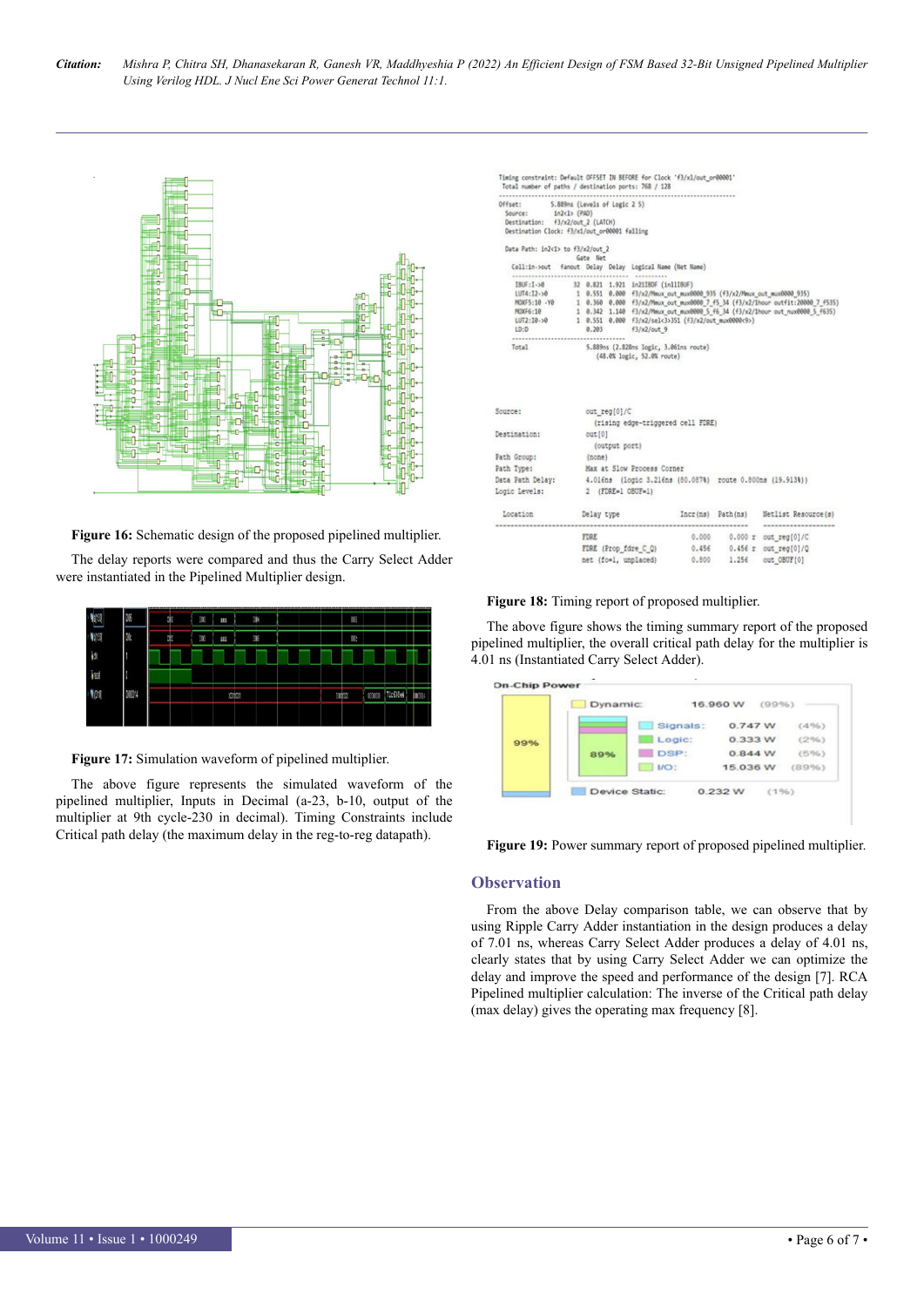Figure 16: Schematic design of the proposed pipelined multiplier.

The delay reports were compared and thus the Carry Select Adder were instantiated in the Pipelined Multiplier design.

Figure 17: Simulation waveform of pipelined multiplier.

The above figure represents the simulated waveform of the pipelined multiplier, Inputs in Decimal (a-23, b-10, output of the multiplier at 9th cycle-230 in decimal). Timing Constraints include Critical path delay (the maximum delay in the reg-to-reg datapath).

Figure 18: Timing report of proposed multiplier.

The above figure shows the timing summary report of the proposed pipelined multiplier, the overall critical path delay for the multiplier is 4.01 ns (Instantiated Carry Select Adder).

Figure 19: Power summary report of proposed pipelined multiplier.

## Observation

From the above Delay comparison table, we can observe that by using Ripple Carry Adder instantiation in the design produces a delay of 7.01 ns, whereas Carry Select Adder produces a delay of 4.01 ns, clearly states that by using Carry Select Adder we can optimize the delay and improve the speed and performance of the design [7]. RCA Pipelined multiplier calculation: The inverse of the Critical path delay (max delay) gives the operating max frequency [8].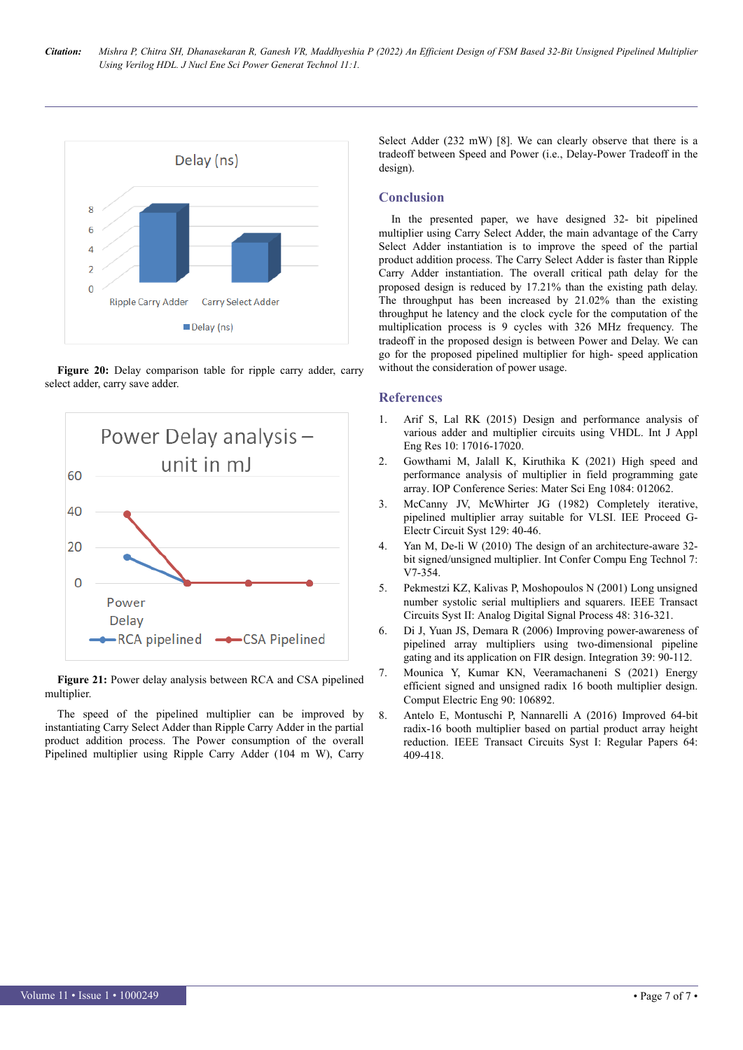Delay (ns)

8
6
4
2
0

Ripple Carry Adder   Carry Select Adder

Delay (ns)

**Figure 20:** Delay comparison table for ripple carry adder, carry select adder, carry save adder.

Power Delay analysis – unit in mJ

60
40
20
0

Power
Delay

RCA pipelined   CSA Pipelined

**Figure 21:** Power delay analysis between RCA and CSA pipelined multiplier.

The speed of the pipelined multiplier can be improved by instantiating Carry Select Adder than Ripple Carry Adder in the partial product addition process. The Power consumption of the overall Pipelined multiplier using Ripple Carry Adder (104 m W), Carry Select Adder (232 mW) [8]. We can clearly observe that there is a tradeoff between Speed and Power (i.e., Delay-Power Tradeoff in the design).

## Conclusion

In the presented paper, we have designed 32- bit pipelined multiplier using Carry Select Adder, the main advantage of the Carry Select Adder instantiation is to improve the speed of the partial product addition process. The Carry Select Adder is faster than Ripple Carry Adder instantiation. The overall critical path delay for the proposed design is reduced by 17.21% than the existing path delay. The throughput has been increased by 21.02% than the existing throughput he latency and the clock cycle for the computation of the multiplication process is 9 cycles with 326 MHz frequency. The tradeoff in the proposed design is between Power and Delay. We can go for the proposed pipelined multiplier for high- speed application without the consideration of power usage.

## References

1. Arif S, Lal RK (2015) Design and performance analysis of various adder and multiplier circuits using VHDL. Int J Appl Eng Res 10: 17016-17020.
2. Gowthami M, Jalall K, Kiruthika K (2021) High speed and performance analysis of multiplier in field programming gate array. IOP Conference Series: Mater Sci Eng 1084: 012062.
3. McCanny JV, McWhirter JG (1982) Completely iterative, pipelined multiplier array suitable for VLSI. IEE Proceed G-Electr Circuit Syst 129: 40-46.
4. Yan M, De-li W (2010) The design of an architecture-aware 32-bit signed/unsigned multiplier. Int Confer Compu Eng Technol 7: V7-354.
5. Pekmestzi KZ, Kalivas P, Moshopoulos N (2001) Long unsigned number systolic serial multipliers and squarers. IEEE Transact Circuits Syst II: Analog Digital Signal Process 48: 316-321.
6. Di J, Yuan JS, Demara R (2006) Improving power-awareness of pipelined array multipliers using two-dimensional pipeline gating and its application on FIR design. Integration 39: 90-112.
7. Mounica Y, Kumar KN, Veeramachaneni S (2021) Energy efficient signed and unsigned radix 16 booth multiplier design. Comput Electric Eng 90: 106892.
8. Antelo E, Montuschi P, Nannarelli A (2016) Improved 64-bit radix-16 booth multiplier based on partial product array height reduction. IEEE Transact Circuits Syst I: Regular Papers 64: 409-418.